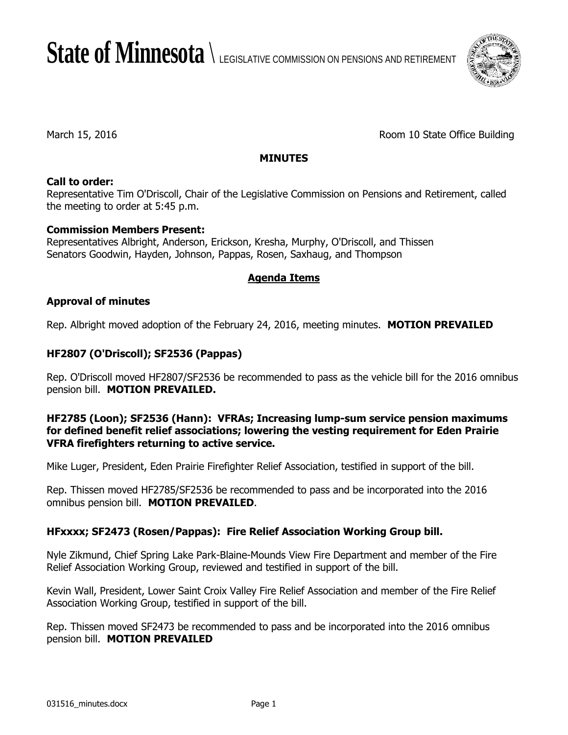# State of Minnesota \ LEGISLATIVE COMMISSION ON PENSIONS AND RETIREMENT

March 15, 2016

Room 10 State Office Building

**MINUTES**

**Call to order:**
Representative Tim O'Driscoll, Chair of the Legislative Commission on Pensions and Retirement, called the meeting to order at 5:45 p.m.

**Commission Members Present:**
Representatives Albright, Anderson, Erickson, Kresha, Murphy, O'Driscoll, and Thissen
Senators Goodwin, Hayden, Johnson, Pappas, Rosen, Saxhaug, and Thompson

## Agenda Items

### Approval of minutes

Rep. Albright moved adoption of the February 24, 2016, meeting minutes. **MOTION PREVAILED**

### HF2807 (O'Driscoll); SF2536 (Pappas)

Rep. O'Driscoll moved HF2807/SF2536 be recommended to pass as the vehicle bill for the 2016 omnibus pension bill. **MOTION PREVAILED.**

### HF2785 (Loon); SF2536 (Hann): VFRAs; Increasing lump-sum service pension maximums for defined benefit relief associations; lowering the vesting requirement for Eden Prairie VFRA firefighters returning to active service.

Mike Luger, President, Eden Prairie Firefighter Relief Association, testified in support of the bill.

Rep. Thissen moved HF2785/SF2536 be recommended to pass and be incorporated into the 2016 omnibus pension bill. **MOTION PREVAILED**.

### HFxxxx; SF2473 (Rosen/Pappas): Fire Relief Association Working Group bill.

Nyle Zikmund, Chief Spring Lake Park-Blaine-Mounds View Fire Department and member of the Fire Relief Association Working Group, reviewed and testified in support of the bill.

Kevin Wall, President, Lower Saint Croix Valley Fire Relief Association and member of the Fire Relief Association Working Group, testified in support of the bill.

Rep. Thissen moved SF2473 be recommended to pass and be incorporated into the 2016 omnibus pension bill. **MOTION PREVAILED**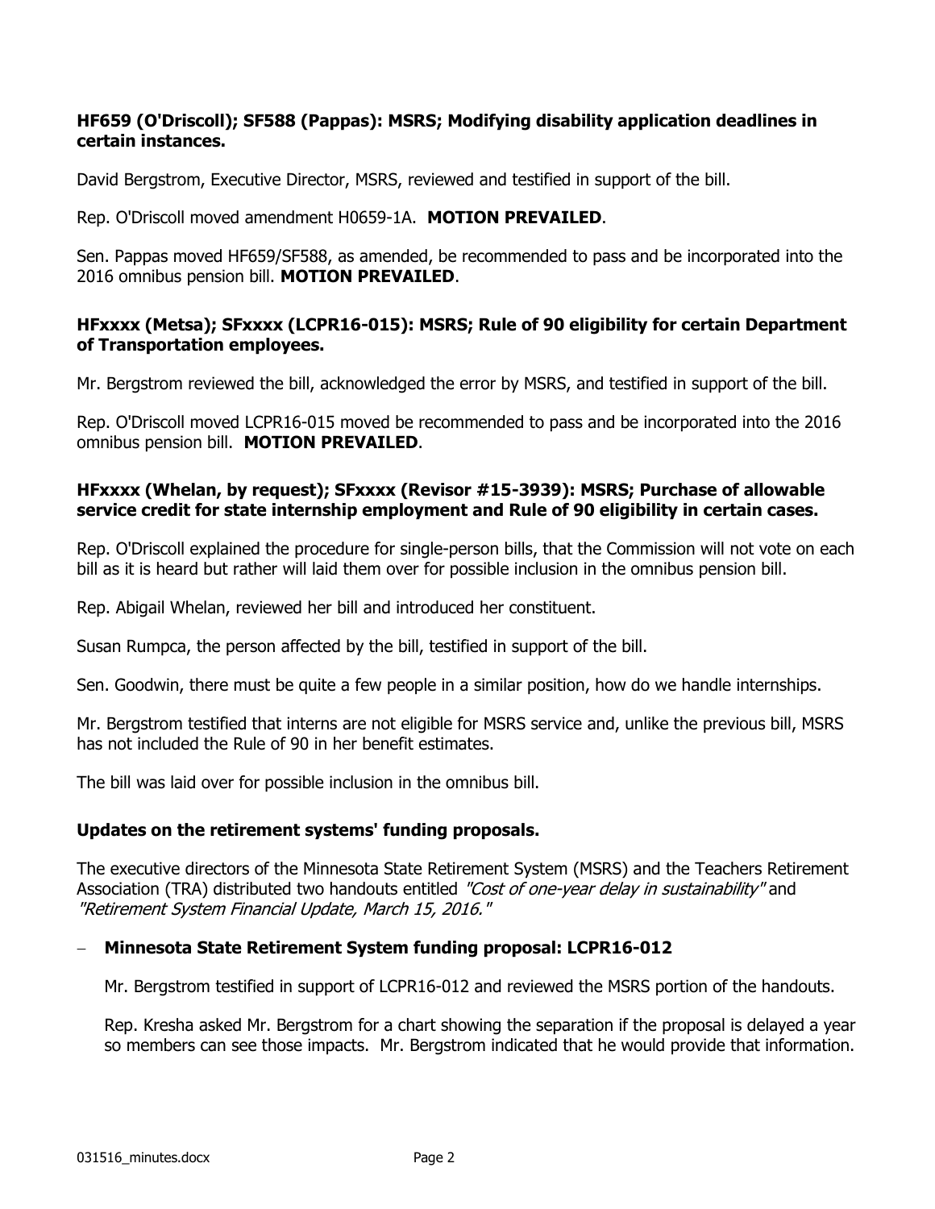**HF659 (O'Driscoll); SF588 (Pappas): MSRS; Modifying disability application deadlines in certain instances.**

David Bergstrom, Executive Director, MSRS, reviewed and testified in support of the bill.

Rep. O'Driscoll moved amendment H0659-1A. **MOTION PREVAILED**.

Sen. Pappas moved HF659/SF588, as amended, be recommended to pass and be incorporated into the 2016 omnibus pension bill. **MOTION PREVAILED**.

**HFxxxx (Metsa); SFxxxx (LCPR16-015): MSRS; Rule of 90 eligibility for certain Department of Transportation employees.**

Mr. Bergstrom reviewed the bill, acknowledged the error by MSRS, and testified in support of the bill.

Rep. O'Driscoll moved LCPR16-015 moved be recommended to pass and be incorporated into the 2016 omnibus pension bill. **MOTION PREVAILED**.

**HFxxxx (Whelan, by request); SFxxxx (Revisor #15-3939): MSRS; Purchase of allowable service credit for state internship employment and Rule of 90 eligibility in certain cases.**

Rep. O'Driscoll explained the procedure for single-person bills, that the Commission will not vote on each bill as it is heard but rather will laid them over for possible inclusion in the omnibus pension bill.

Rep. Abigail Whelan, reviewed her bill and introduced her constituent.

Susan Rumpca, the person affected by the bill, testified in support of the bill.

Sen. Goodwin, there must be quite a few people in a similar position, how do we handle internships.

Mr. Bergstrom testified that interns are not eligible for MSRS service and, unlike the previous bill, MSRS has not included the Rule of 90 in her benefit estimates.

The bill was laid over for possible inclusion in the omnibus bill.

**Updates on the retirement systems' funding proposals.**

The executive directors of the Minnesota State Retirement System (MSRS) and the Teachers Retirement Association (TRA) distributed two handouts entitled *"Cost of one-year delay in sustainability"* and *"Retirement System Financial Update, March 15, 2016."*

- **Minnesota State Retirement System funding proposal: LCPR16-012**

  Mr. Bergstrom testified in support of LCPR16-012 and reviewed the MSRS portion of the handouts.

  Rep. Kresha asked Mr. Bergstrom for a chart showing the separation if the proposal is delayed a year so members can see those impacts. Mr. Bergstrom indicated that he would provide that information.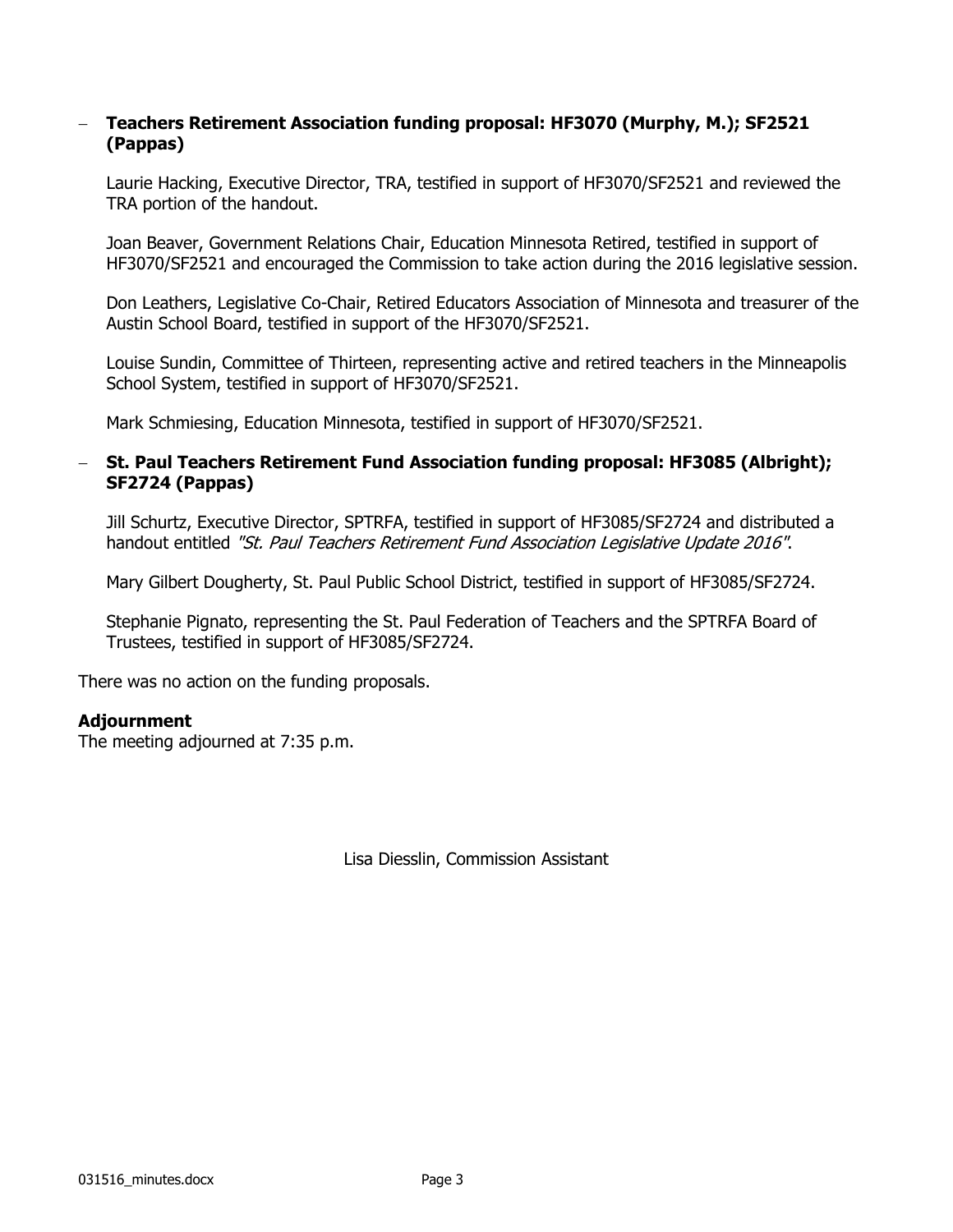- **Teachers Retirement Association funding proposal: HF3070 (Murphy, M.); SF2521 (Pappas)**

  Laurie Hacking, Executive Director, TRA, testified in support of HF3070/SF2521 and reviewed the TRA portion of the handout.

  Joan Beaver, Government Relations Chair, Education Minnesota Retired, testified in support of HF3070/SF2521 and encouraged the Commission to take action during the 2016 legislative session.

  Don Leathers, Legislative Co-Chair, Retired Educators Association of Minnesota and treasurer of the Austin School Board, testified in support of the HF3070/SF2521.

  Louise Sundin, Committee of Thirteen, representing active and retired teachers in the Minneapolis School System, testified in support of HF3070/SF2521.

  Mark Schmiesing, Education Minnesota, testified in support of HF3070/SF2521.

- **St. Paul Teachers Retirement Fund Association funding proposal: HF3085 (Albright); SF2724 (Pappas)**

  Jill Schurtz, Executive Director, SPTRFA, testified in support of HF3085/SF2724 and distributed a handout entitled *"St. Paul Teachers Retirement Fund Association Legislative Update 2016"*.

  Mary Gilbert Dougherty, St. Paul Public School District, testified in support of HF3085/SF2724.

  Stephanie Pignato, representing the St. Paul Federation of Teachers and the SPTRFA Board of Trustees, testified in support of HF3085/SF2724.

There was no action on the funding proposals.

**Adjournment**

The meeting adjourned at 7:35 p.m.

Lisa Diesslin, Commission Assistant

031516_minutes.docx